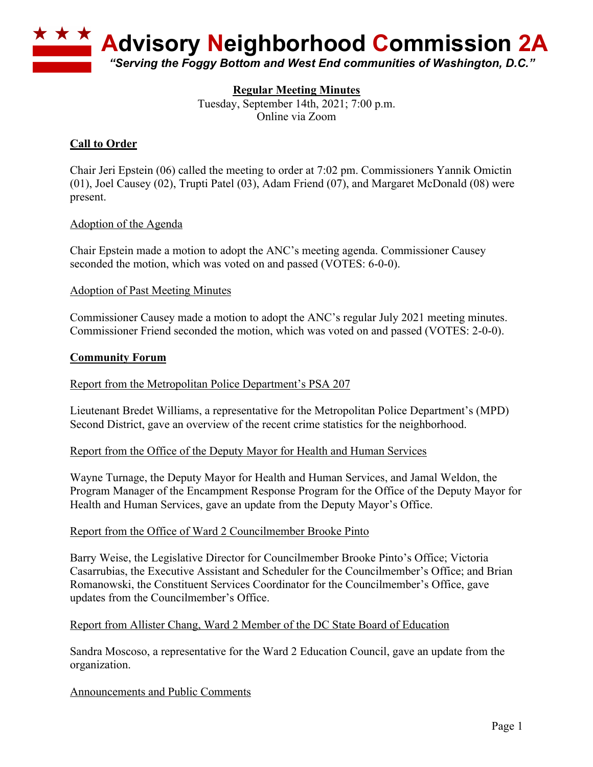# Advisory Neighborhood Commission 2A

*"Serving the Foggy Bottom and West End communities of Washington, D.C."*

**Regular Meeting Minutes**

Tuesday, September 14th, 2021; 7:00 p.m.
Online via Zoom

## Call to Order

Chair Jeri Epstein (06) called the meeting to order at 7:02 pm. Commissioners Yannik Omictin (01), Joel Causey (02), Trupti Patel (03), Adam Friend (07), and Margaret McDonald (08) were present.

### Adoption of the Agenda

Chair Epstein made a motion to adopt the ANC's meeting agenda. Commissioner Causey seconded the motion, which was voted on and passed (VOTES: 6-0-0).

### Adoption of Past Meeting Minutes

Commissioner Causey made a motion to adopt the ANC's regular July 2021 meeting minutes. Commissioner Friend seconded the motion, which was voted on and passed (VOTES: 2-0-0).

## Community Forum

### Report from the Metropolitan Police Department's PSA 207

Lieutenant Bredet Williams, a representative for the Metropolitan Police Department's (MPD) Second District, gave an overview of the recent crime statistics for the neighborhood.

### Report from the Office of the Deputy Mayor for Health and Human Services

Wayne Turnage, the Deputy Mayor for Health and Human Services, and Jamal Weldon, the Program Manager of the Encampment Response Program for the Office of the Deputy Mayor for Health and Human Services, gave an update from the Deputy Mayor's Office.

### Report from the Office of Ward 2 Councilmember Brooke Pinto

Barry Weise, the Legislative Director for Councilmember Brooke Pinto's Office; Victoria Casarrubias, the Executive Assistant and Scheduler for the Councilmember's Office; and Brian Romanowski, the Constituent Services Coordinator for the Councilmember's Office, gave updates from the Councilmember's Office.

### Report from Allister Chang, Ward 2 Member of the DC State Board of Education

Sandra Moscoso, a representative for the Ward 2 Education Council, gave an update from the organization.

### Announcements and Public Comments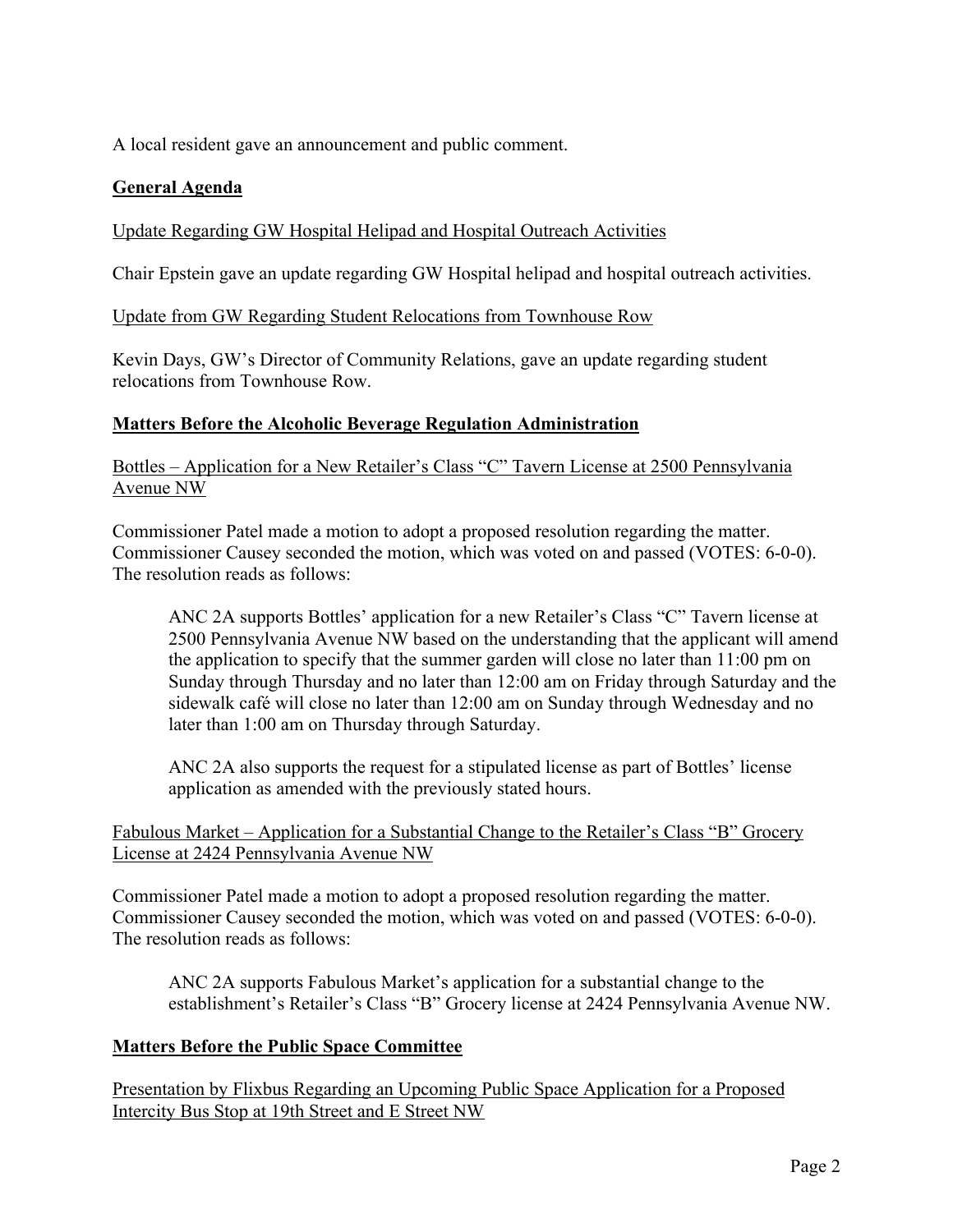A local resident gave an announcement and public comment.

## General Agenda

Update Regarding GW Hospital Helipad and Hospital Outreach Activities

Chair Epstein gave an update regarding GW Hospital helipad and hospital outreach activities.

Update from GW Regarding Student Relocations from Townhouse Row

Kevin Days, GW's Director of Community Relations, gave an update regarding student relocations from Townhouse Row.

## Matters Before the Alcoholic Beverage Regulation Administration

Bottles – Application for a New Retailer's Class "C" Tavern License at 2500 Pennsylvania Avenue NW

Commissioner Patel made a motion to adopt a proposed resolution regarding the matter. Commissioner Causey seconded the motion, which was voted on and passed (VOTES: 6-0-0). The resolution reads as follows:

> ANC 2A supports Bottles' application for a new Retailer's Class "C" Tavern license at 2500 Pennsylvania Avenue NW based on the understanding that the applicant will amend the application to specify that the summer garden will close no later than 11:00 pm on Sunday through Thursday and no later than 12:00 am on Friday through Saturday and the sidewalk café will close no later than 12:00 am on Sunday through Wednesday and no later than 1:00 am on Thursday through Saturday.
>
> ANC 2A also supports the request for a stipulated license as part of Bottles' license application as amended with the previously stated hours.

Fabulous Market – Application for a Substantial Change to the Retailer's Class "B" Grocery License at 2424 Pennsylvania Avenue NW

Commissioner Patel made a motion to adopt a proposed resolution regarding the matter. Commissioner Causey seconded the motion, which was voted on and passed (VOTES: 6-0-0). The resolution reads as follows:

> ANC 2A supports Fabulous Market's application for a substantial change to the establishment's Retailer's Class "B" Grocery license at 2424 Pennsylvania Avenue NW.

## Matters Before the Public Space Committee

Presentation by Flixbus Regarding an Upcoming Public Space Application for a Proposed Intercity Bus Stop at 19th Street and E Street NW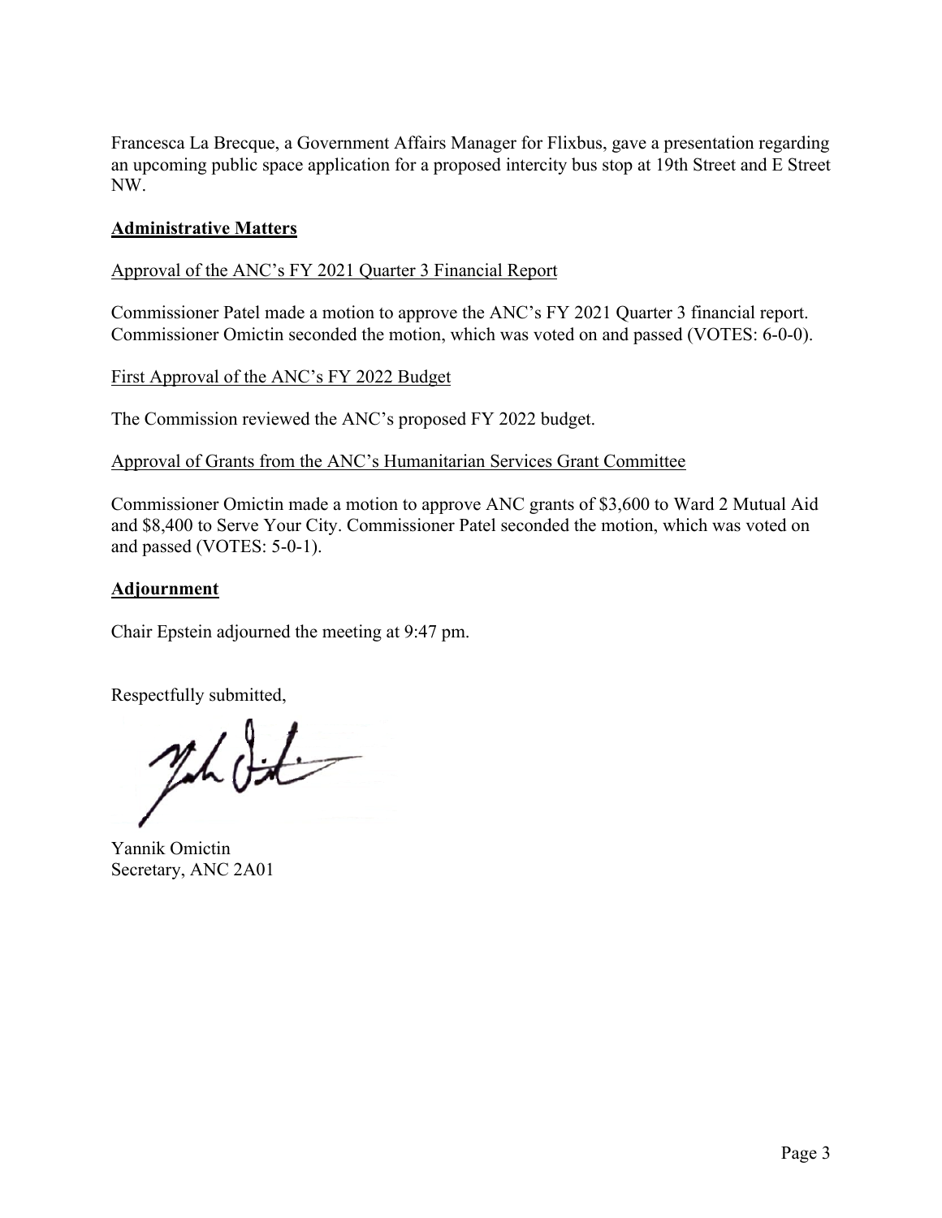Francesca La Brecque, a Government Affairs Manager for Flixbus, gave a presentation regarding an upcoming public space application for a proposed intercity bus stop at 19th Street and E Street NW.

## Administrative Matters

Approval of the ANC's FY 2021 Quarter 3 Financial Report

Commissioner Patel made a motion to approve the ANC's FY 2021 Quarter 3 financial report. Commissioner Omictin seconded the motion, which was voted on and passed (VOTES: 6-0-0).

First Approval of the ANC's FY 2022 Budget

The Commission reviewed the ANC's proposed FY 2022 budget.

Approval of Grants from the ANC's Humanitarian Services Grant Committee

Commissioner Omictin made a motion to approve ANC grants of $3,600 to Ward 2 Mutual Aid and $8,400 to Serve Your City. Commissioner Patel seconded the motion, which was voted on and passed (VOTES: 5-0-1).

## Adjournment

Chair Epstein adjourned the meeting at 9:47 pm.

Respectfully submitted,

Yannik Omictin
Secretary, ANC 2A01